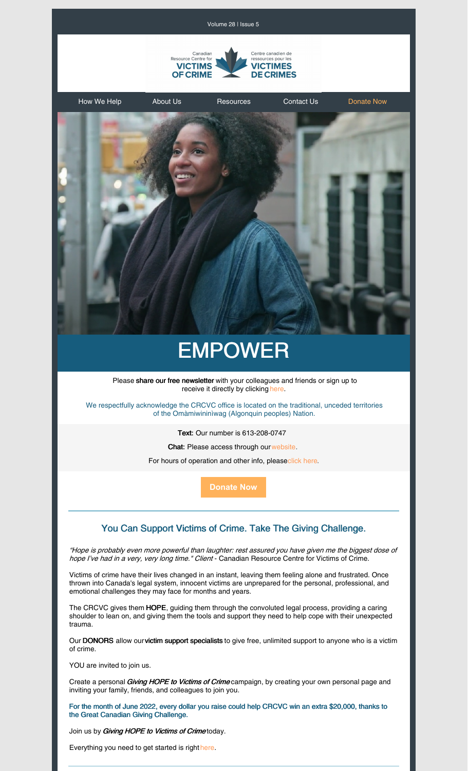Volume 28 | Issue 5

Canadian Resource Centre for **VICTIMS OF CRIME** | Centre canadien de ressources pour les **VICTIMES DE CRIMES**

How We Help | About Us | Resources | Contact Us | Donate Now

# EMPOWER

Please **share our free newsletter** with your colleagues and friends or sign up to receive it directly by clicking here.

We respectfully acknowledge the CRCVC office is located on the traditional, unceded territories of the Omàmiwininìwag (Algonquin peoples) Nation.

**Text:** Our number is 613-208-0747

**Chat:** Please access through our website.

For hours of operation and other info, please click here.

**Donate Now**

## You Can Support Victims of Crime. Take The Giving Challenge.

*"Hope is probably even more powerful than laughter: rest assured you have given me the biggest dose of hope I've had in a very, very long time." Client* - Canadian Resource Centre for Victims of Crime.

Victims of crime have their lives changed in an instant, leaving them feeling alone and frustrated. Once thrown into Canada's legal system, innocent victims are unprepared for the personal, professional, and emotional challenges they may face for months and years.

The CRCVC gives them **HOPE**, guiding them through the convoluted legal process, providing a caring shoulder to lean on, and giving them the tools and support they need to help cope with their unexpected trauma.

Our **DONORS** allow our **victim support specialists** to give free, unlimited support to anyone who is a victim of crime.

YOU are invited to join us.

Create a personal ***Giving HOPE to Victims of Crime*** campaign, by creating your own personal page and inviting your family, friends, and colleagues to join you.

**For the month of June 2022, every dollar you raise could help CRCVC win an extra $20,000, thanks to the Great Canadian Giving Challenge.**

Join us by ***Giving HOPE to Victims of Crime*** today.

Everything you need to get started is right here.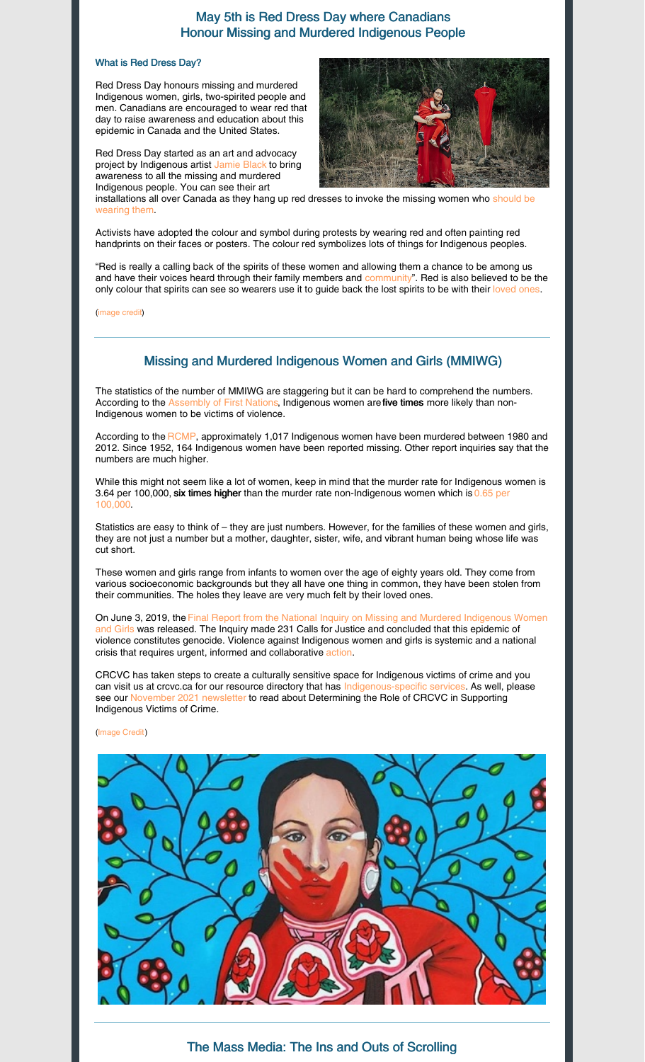## May 5th is Red Dress Day where Canadians Honour Missing and Murdered Indigenous People

### What is Red Dress Day?

Red Dress Day honours missing and murdered Indigenous women, girls, two-spirited people and men. Canadians are encouraged to wear red that day to raise awareness and education about this epidemic in Canada and the United States.

Red Dress Day started as an art and advocacy project by Indigenous artist Jamie Black to bring awareness to all the missing and murdered Indigenous people. You can see their art installations all over Canada as they hang up red dresses to invoke the missing women who should be wearing them.

Activists have adopted the colour and symbol during protests by wearing red and often painting red handprints on their faces or posters. The colour red symbolizes lots of things for Indigenous peoples.

"Red is really a calling back of the spirits of these women and allowing them a chance to be among us and have their voices heard through their family members and community". Red is also believed to be the only colour that spirits can see so wearers use it to guide back the lost spirits to be with their loved ones.

(Image credit)

## Missing and Murdered Indigenous Women and Girls (MMIWG)

The statistics of the number of MMIWG are staggering but it can be hard to comprehend the numbers. According to the Assembly of First Nations, Indigenous women are **five times** more likely than non-Indigenous women to be victims of violence.

According to the RCMP, approximately 1,017 Indigenous women have been murdered between 1980 and 2012. Since 1952, 164 Indigenous women have been reported missing. Other report inquiries say that the numbers are much higher.

While this might not seem like a lot of women, keep in mind that the murder rate for Indigenous women is 3.64 per 100,000, **six times higher** than the murder rate non-Indigenous women which is 0.65 per 100,000.

Statistics are easy to think of – they are just numbers. However, for the families of these women and girls, they are not just a number but a mother, daughter, sister, wife, and vibrant human being whose life was cut short.

These women and girls range from infants to women over the age of eighty years old. They come from various socioeconomic backgrounds but they all have one thing in common, they have been stolen from their communities. The holes they leave are very much felt by their loved ones.

On June 3, 2019, the Final Report from the National Inquiry on Missing and Murdered Indigenous Women and Girls was released. The Inquiry made 231 Calls for Justice and concluded that this epidemic of violence constitutes genocide. Violence against Indigenous women and girls is systemic and a national crisis that requires urgent, informed and collaborative action.

CRCVC has taken steps to create a culturally sensitive space for Indigenous victims of crime and you can visit us at crcvc.ca for our resource directory that has Indigenous-specific services. As well, please see our November 2021 newsletter to read about Determining the Role of CRCVC in Supporting Indigenous Victims of Crime.

(Image Credit)

## The Mass Media: The Ins and Outs of Scrolling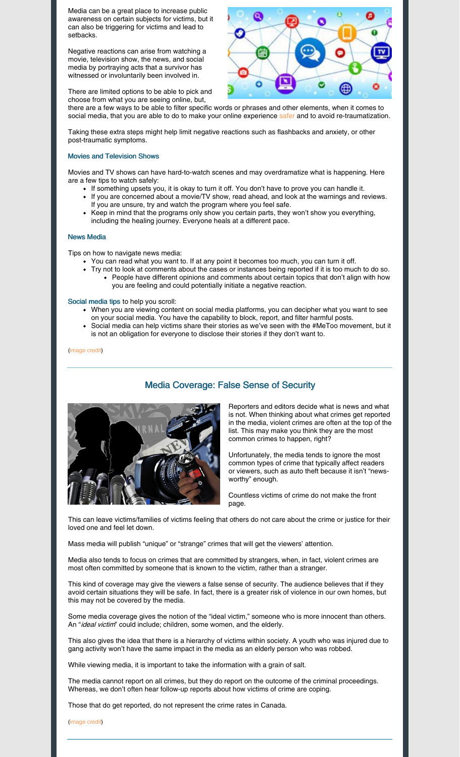Media can be a great place to increase public awareness on certain subjects for victims, but it can also be triggering for victims and lead to setbacks.

Negative reactions can arise from watching a movie, television show, the news, and social media by portraying acts that a survivor has witnessed or involuntarily been involved in.

There are limited options to be able to pick and choose from what you are seeing online, but, there are a few ways to be able to filter specific words or phrases and other elements, when it comes to social media, that you are able to do to make your online experience safer and to avoid re-traumatization.

Taking these extra steps might help limit negative reactions such as flashbacks and anxiety, or other post-traumatic symptoms.

### Movies and Television Shows

Movies and TV shows can have hard-to-watch scenes and may overdramatize what is happening. Here are a few tips to watch safely:

- If something upsets you, it is okay to turn it off. You don't have to prove you can handle it.
- If you are concerned about a movie/TV show, read ahead, and look at the warnings and reviews. If you are unsure, try and watch the program where you feel safe.
- Keep in mind that the programs only show you certain parts, they won't show you everything, including the healing journey. Everyone heals at a different pace.

### News Media

Tips on how to navigate news media:

- You can read what you want to. If at any point it becomes too much, you can turn it off.
- Try not to look at comments about the cases or instances being reported if it is too much to do so.
  - People have different opinions and comments about certain topics that don't align with how you are feeling and could potentially initiate a negative reaction.

**Social media tips** to help you scroll:

- When you are viewing content on social media platforms, you can decipher what you want to see on your social media. You have the capability to block, report, and filter harmful posts.
- Social media can help victims share their stories as we've seen with the #MeToo movement, but it is not an obligation for everyone to disclose their stories if they don't want to.

(image credit)

## Media Coverage: False Sense of Security

Reporters and editors decide what is news and what is not. When thinking about what crimes get reported in the media, violent crimes are often at the top of the list. This may make you think they are the most common crimes to happen, right?

Unfortunately, the media tends to ignore the most common types of crime that typically affect readers or viewers, such as auto theft because it isn't "news-worthy" enough.

Countless victims of crime do not make the front page.

This can leave victims/families of victims feeling that others do not care about the crime or justice for their loved one and feel let down.

Mass media will publish "unique" or "strange" crimes that will get the viewers' attention.

Media also tends to focus on crimes that are committed by strangers, when, in fact, violent crimes are most often committed by someone that is known to the victim, rather than a stranger.

This kind of coverage may give the viewers a false sense of security. The audience believes that if they avoid certain situations they will be safe. In fact, there is a greater risk of violence in our own homes, but this may not be covered by the media.

Some media coverage gives the notion of the "ideal victim," someone who is more innocent than others. An "*ideal victim*" could include; children, some women, and the elderly.

This also gives the idea that there is a hierarchy of victims within society. A youth who was injured due to gang activity won't have the same impact in the media as an elderly person who was robbed.

While viewing media, it is important to take the information with a grain of salt.

The media cannot report on all crimes, but they do report on the outcome of the criminal proceedings. Whereas, we don't often hear follow-up reports about how victims of crime are coping.

Those that do get reported, do not represent the crime rates in Canada.

(image credit)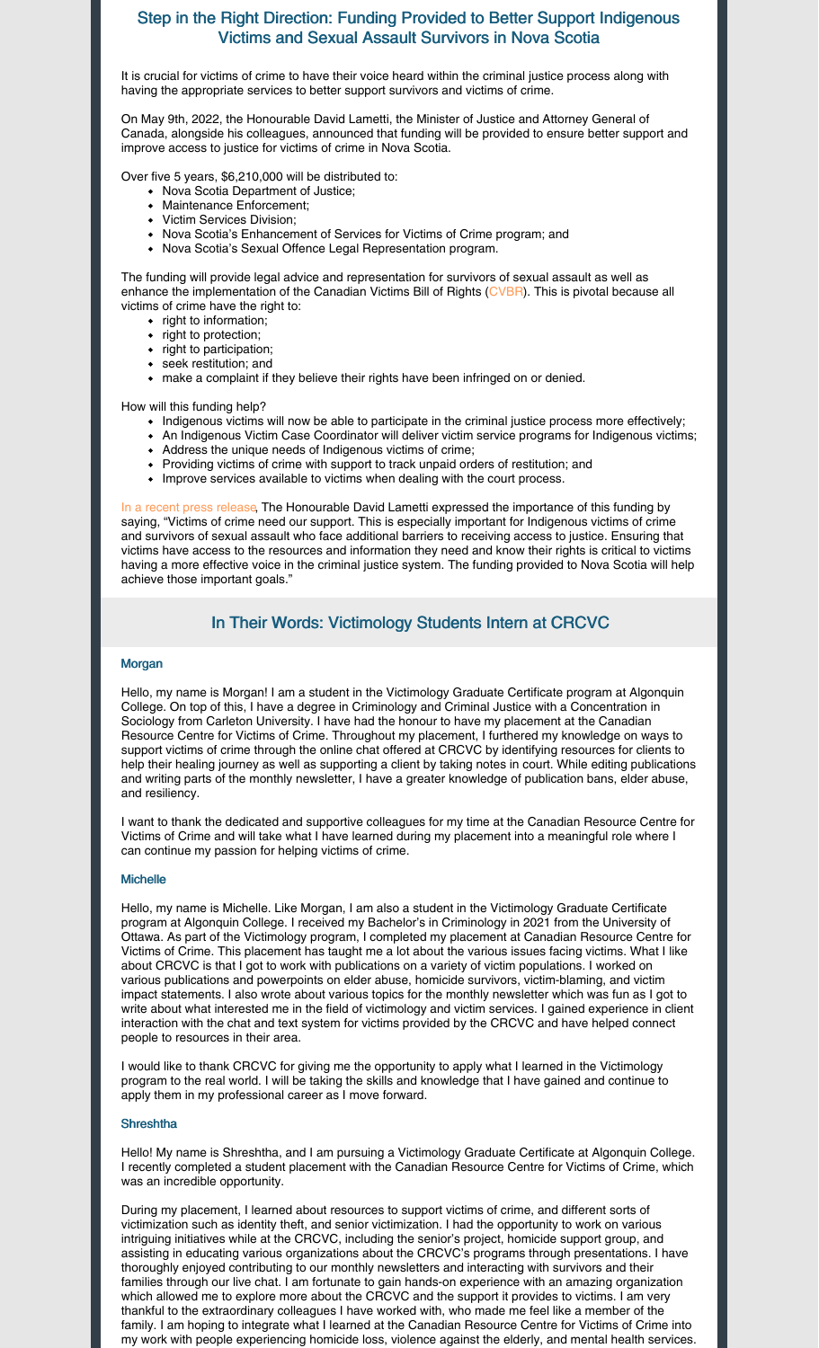## Step in the Right Direction: Funding Provided to Better Support Indigenous Victims and Sexual Assault Survivors in Nova Scotia

It is crucial for victims of crime to have their voice heard within the criminal justice process along with having the appropriate services to better support survivors and victims of crime.

On May 9th, 2022, the Honourable David Lametti, the Minister of Justice and Attorney General of Canada, alongside his colleagues, announced that funding will be provided to ensure better support and improve access to justice for victims of crime in Nova Scotia.

Over five 5 years, $6,210,000 will be distributed to:

- Nova Scotia Department of Justice;
- Maintenance Enforcement;
- Victim Services Division;
- Nova Scotia's Enhancement of Services for Victims of Crime program; and
- Nova Scotia's Sexual Offence Legal Representation program.

The funding will provide legal advice and representation for survivors of sexual assault as well as enhance the implementation of the Canadian Victims Bill of Rights (CVBR). This is pivotal because all victims of crime have the right to:

- right to information;
- right to protection;
- right to participation;
- seek restitution; and
- make a complaint if they believe their rights have been infringed on or denied.

How will this funding help?

- Indigenous victims will now be able to participate in the criminal justice process more effectively;
- An Indigenous Victim Case Coordinator will deliver victim service programs for Indigenous victims;
- Address the unique needs of Indigenous victims of crime;
- Providing victims of crime with support to track unpaid orders of restitution; and
- Improve services available to victims when dealing with the court process.

In a recent press release, The Honourable David Lametti expressed the importance of this funding by saying, "Victims of crime need our support. This is especially important for Indigenous victims of crime and survivors of sexual assault who face additional barriers to receiving access to justice. Ensuring that victims have access to the resources and information they need and know their rights is critical to victims having a more effective voice in the criminal justice system. The funding provided to Nova Scotia will help achieve those important goals."

## In Their Words: Victimology Students Intern at CRCVC

### Morgan

Hello, my name is Morgan! I am a student in the Victimology Graduate Certificate program at Algonquin College. On top of this, I have a degree in Criminology and Criminal Justice with a Concentration in Sociology from Carleton University. I have had the honour to have my placement at the Canadian Resource Centre for Victims of Crime. Throughout my placement, I furthered my knowledge on ways to support victims of crime through the online chat offered at CRCVC by identifying resources for clients to help their healing journey as well as supporting a client by taking notes in court. While editing publications and writing parts of the monthly newsletter, I have a greater knowledge of publication bans, elder abuse, and resiliency.

I want to thank the dedicated and supportive colleagues for my time at the Canadian Resource Centre for Victims of Crime and will take what I have learned during my placement into a meaningful role where I can continue my passion for helping victims of crime.

### Michelle

Hello, my name is Michelle. Like Morgan, I am also a student in the Victimology Graduate Certificate program at Algonquin College. I received my Bachelor's in Criminology in 2021 from the University of Ottawa. As part of the Victimology program, I completed my placement at Canadian Resource Centre for Victims of Crime. This placement has taught me a lot about the various issues facing victims. What I like about CRCVC is that I got to work with publications on a variety of victim populations. I worked on various publications and powerpoints on elder abuse, homicide survivors, victim-blaming, and victim impact statements. I also wrote about various topics for the monthly newsletter which was fun as I got to write about what interested me in the field of victimology and victim services. I gained experience in client interaction with the chat and text system for victims provided by the CRCVC and have helped connect people to resources in their area.

I would like to thank CRCVC for giving me the opportunity to apply what I learned in the Victimology program to the real world. I will be taking the skills and knowledge that I have gained and continue to apply them in my professional career as I move forward.

### Shreshtha

Hello! My name is Shreshtha, and I am pursuing a Victimology Graduate Certificate at Algonquin College. I recently completed a student placement with the Canadian Resource Centre for Victims of Crime, which was an incredible opportunity.

During my placement, I learned about resources to support victims of crime, and different sorts of victimization such as identity theft, and senior victimization. I had the opportunity to work on various intriguing initiatives while at the CRCVC, including the senior's project, homicide support group, and assisting in educating various organizations about the CRCVC's programs through presentations. I have thoroughly enjoyed contributing to our monthly newsletters and interacting with survivors and their families through our live chat. I am fortunate to gain hands-on experience with an amazing organization which allowed me to explore more about the CRCVC and the support it provides to victims. I am very thankful to the extraordinary colleagues I have worked with, who made me feel like a member of the family. I am hoping to integrate what I learned at the Canadian Resource Centre for Victims of Crime into my work with people experiencing homicide loss, violence against the elderly, and mental health services.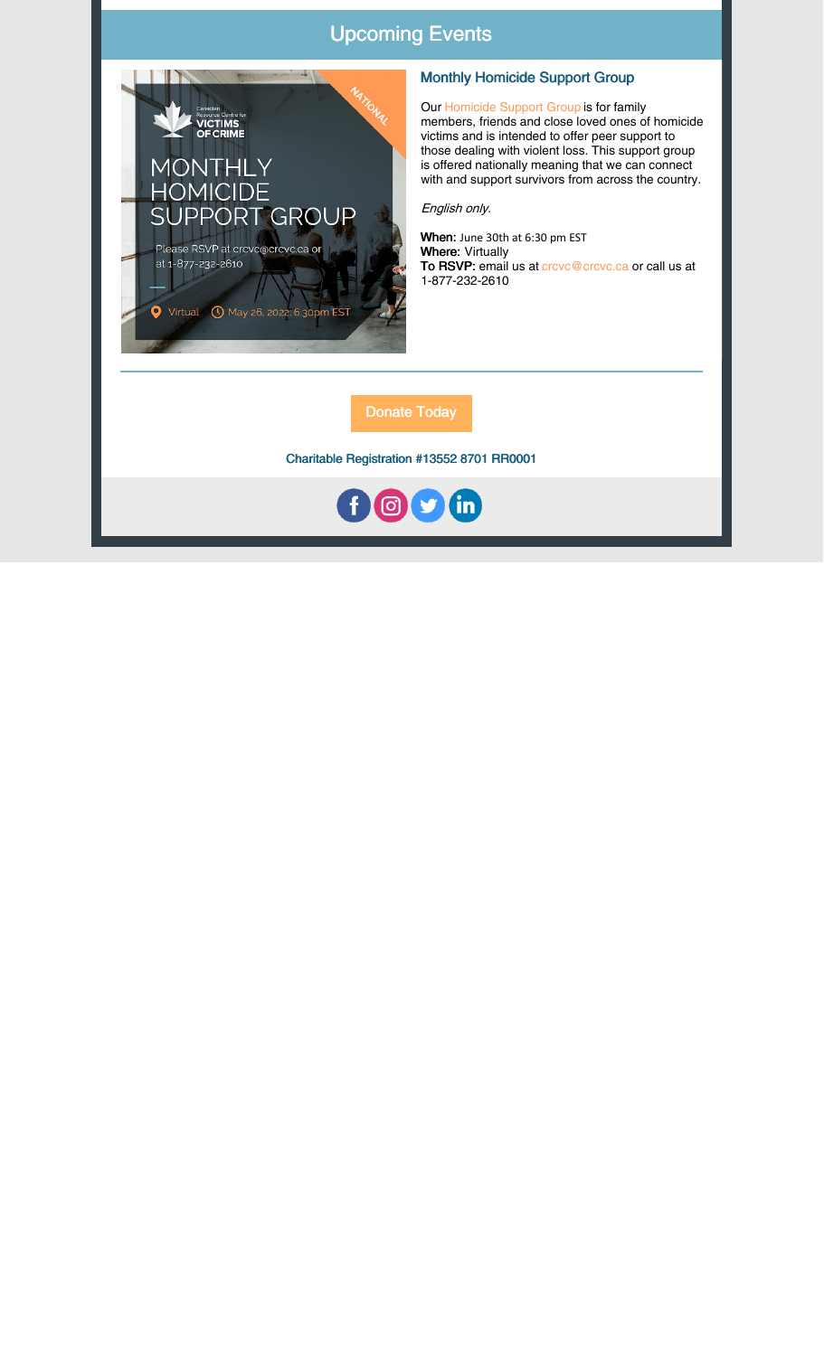## Upcoming Events

### Monthly Homicide Support Group

Our Homicide Support Group is for family members, friends and close loved ones of homicide victims and is intended to offer peer support to those dealing with violent loss. This support group is offered nationally meaning that we can connect with and support survivors from across the country.

*English only.*

**When:** June 30th at 6:30 pm EST
**Where:** Virtually
**To RSVP:** email us at crcvc@crcvc.ca or call us at 1-877-232-2610

Donate Today

Charitable Registration #13552 8701 RR0001